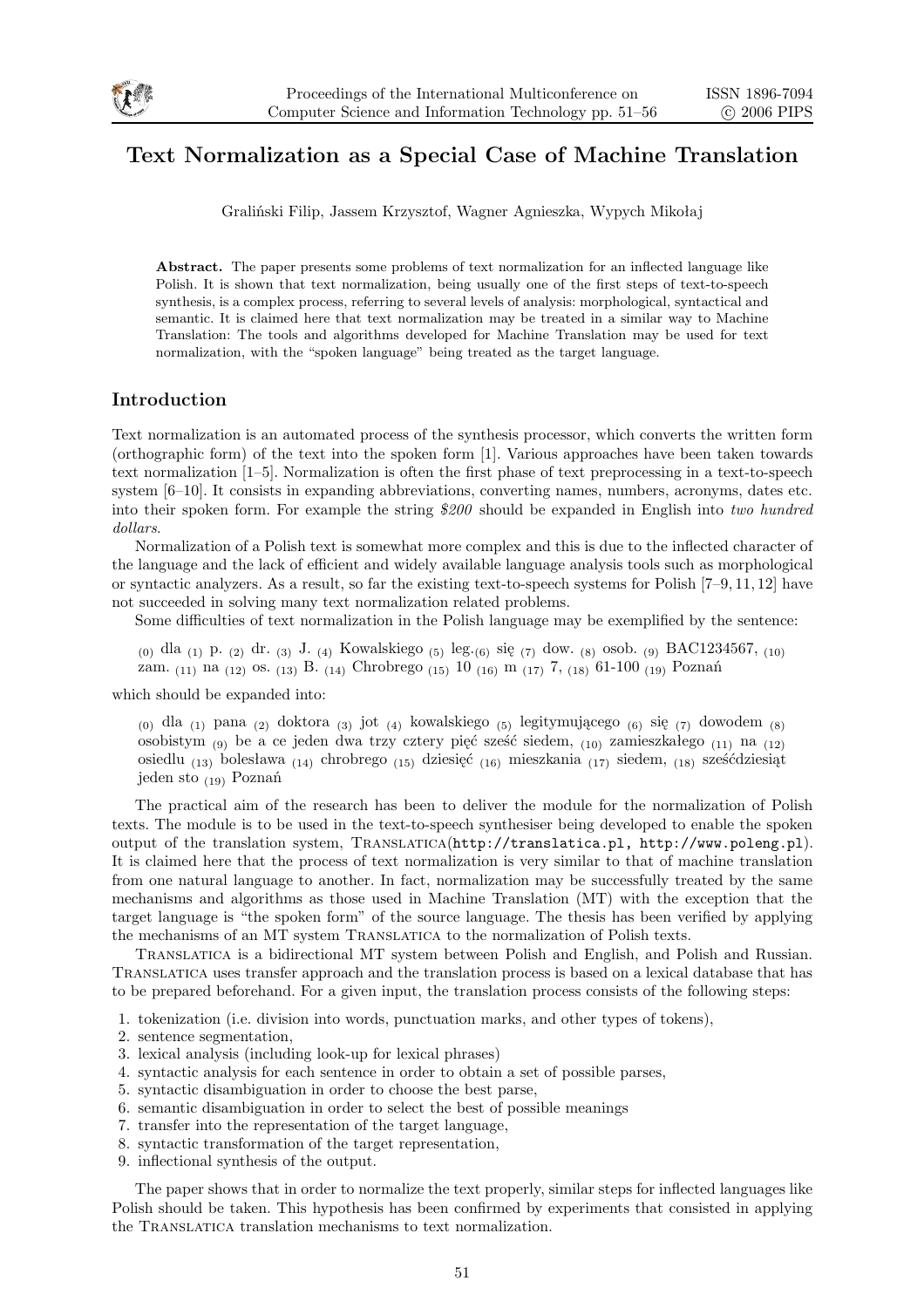# Text Normalization as a Special Case of Machine Translation

Graliński Filip, Jassem Krzysztof, Wagner Agnieszka, Wypych Mikołaj

**Abstract.** The paper presents some problems of text normalization for an inflected language like Polish. It is shown that text normalization, being usually one of the first steps of text-to-speech synthesis, is a complex process, referring to several levels of analysis: morphological, syntactical and semantic. It is claimed here that text normalization may be treated in a similar way to Machine Translation: The tools and algorithms developed for Machine Translation may be used for text normalization, with the "spoken language" being treated as the target language.

## Introduction

Text normalization is an automated process of the synthesis processor, which converts the written form (orthographic form) of the text into the spoken form [1]. Various approaches have been taken towards text normalization [1–5]. Normalization is often the first phase of text preprocessing in a text-to-speech system [6–10]. It consists in expanding abbreviations, converting names, numbers, acronyms, dates etc. into their spoken form. For example the string *$200* should be expanded in English into *two hundred dollars*.

Normalization of a Polish text is somewhat more complex and this is due to the inflected character of the language and the lack of efficient and widely available language analysis tools such as morphological or syntactic analyzers. As a result, so far the existing text-to-speech systems for Polish [7–9, 11, 12] have not succeeded in solving many text normalization related problems.

Some difficulties of text normalization in the Polish language may be exemplified by the sentence:

> $_{(0)}$ dla $_{(1)}$ p. $_{(2)}$ dr. $_{(3)}$ J. $_{(4)}$ Kowalskiego $_{(5)}$ leg.$_{(6)}$ się $_{(7)}$ dow. $_{(8)}$ osob. $_{(9)}$ BAC1234567, $_{(10)}$ zam. $_{(11)}$ na $_{(12)}$ os. $_{(13)}$ B. $_{(14)}$ Chrobrego $_{(15)}$ 10 $_{(16)}$ m $_{(17)}$ 7, $_{(18)}$ 61-100 $_{(19)}$ Poznań

which should be expanded into:

> $_{(0)}$ dla $_{(1)}$ pana $_{(2)}$ doktora $_{(3)}$ jot $_{(4)}$ kowalskiego $_{(5)}$ legitymującego $_{(6)}$ się $_{(7)}$ dowodem $_{(8)}$ osobistym $_{(9)}$ be a ce jeden dwa trzy cztery pięć sześć siedem, $_{(10)}$ zamieszkałego $_{(11)}$ na $_{(12)}$ osiedlu $_{(13)}$ bolesława $_{(14)}$ chrobrego $_{(15)}$ dziesięć $_{(16)}$ mieszkania $_{(17)}$ siedem, $_{(18)}$ sześćdziesiąt jeden sto $_{(19)}$ Poznań

The practical aim of the research has been to deliver the module for the normalization of Polish texts. The module is to be used in the text-to-speech synthesiser being developed to enable the spoken output of the translation system, Translatica(http://translatica.pl, http://www.poleng.pl). It is claimed here that the process of text normalization is very similar to that of machine translation from one natural language to another. In fact, normalization may be successfully treated by the same mechanisms and algorithms as those used in Machine Translation (MT) with the exception that the target language is "the spoken form" of the source language. The thesis has been verified by applying the mechanisms of an MT system Translatica to the normalization of Polish texts.

Translatica is a bidirectional MT system between Polish and English, and Polish and Russian. Translatica uses transfer approach and the translation process is based on a lexical database that has to be prepared beforehand. For a given input, the translation process consists of the following steps:

1. tokenization (i.e. division into words, punctuation marks, and other types of tokens),
2. sentence segmentation,
3. lexical analysis (including look-up for lexical phrases)
4. syntactic analysis for each sentence in order to obtain a set of possible parses,
5. syntactic disambiguation in order to choose the best parse,
6. semantic disambiguation in order to select the best of possible meanings
7. transfer into the representation of the target language,
8. syntactic transformation of the target representation,
9. inflectional synthesis of the output.

The paper shows that in order to normalize the text properly, similar steps for inflected languages like Polish should be taken. This hypothesis has been confirmed by experiments that consisted in applying the Translatica translation mechanisms to text normalization.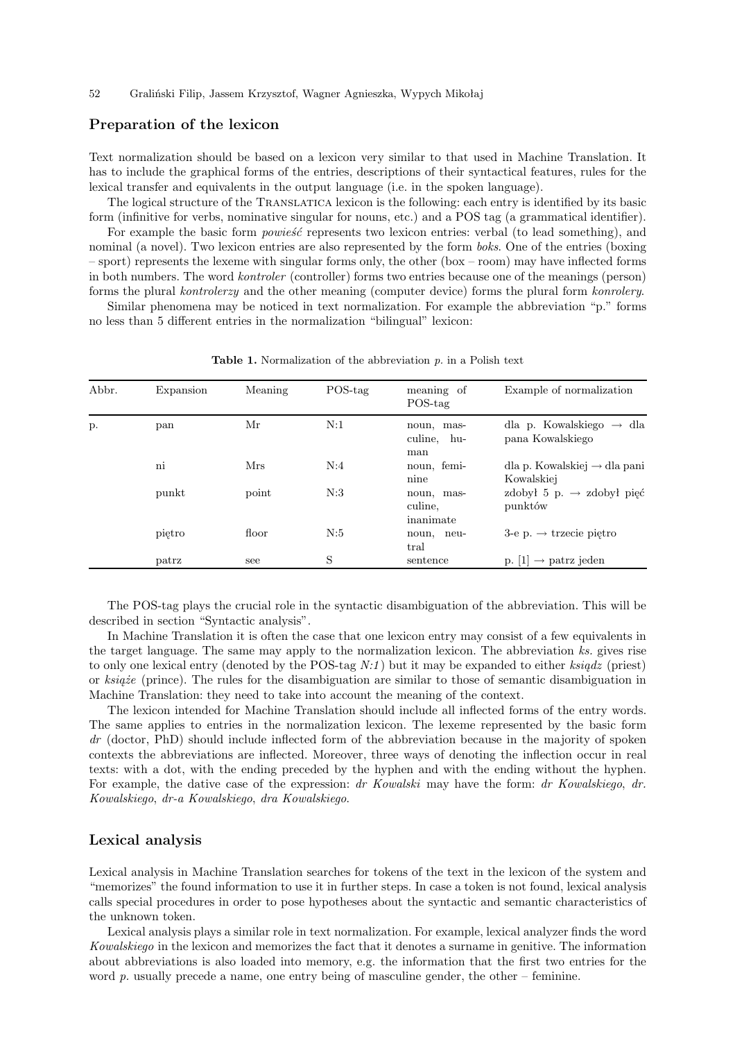## Preparation of the lexicon

Text normalization should be based on a lexicon very similar to that used in Machine Translation. It has to include the graphical forms of the entries, descriptions of their syntactical features, rules for the lexical transfer and equivalents in the output language (i.e. in the spoken language).

The logical structure of the TRANSLATICA lexicon is the following: each entry is identified by its basic form (infinitive for verbs, nominative singular for nouns, etc.) and a POS tag (a grammatical identifier).

For example the basic form *powieść* represents two lexicon entries: verbal (to lead something), and nominal (a novel). Two lexicon entries are also represented by the form *boks*. One of the entries (boxing – sport) represents the lexeme with singular forms only, the other (box – room) may have inflected forms in both numbers. The word *kontroler* (controller) forms two entries because one of the meanings (person) forms the plural *kontrolerzy* and the other meaning (computer device) forms the plural form *konrolery*.

Similar phenomena may be noticed in text normalization. For example the abbreviation "p." forms no less than 5 different entries in the normalization "bilingual" lexicon:

**Table 1.** Normalization of the abbreviation *p.* in a Polish text

| Abbr. | Expansion | Meaning | POS-tag | meaning of POS-tag | Example of normalization |
|---|---|---|---|---|---|
| p. | pan | Mr | N:1 | noun, masculine, human | dla p. Kowalskiego → dla pana Kowalskiego |
| | ni | Mrs | N:4 | noun, feminine | dla p. Kowalskiej → dla pani Kowalskiej |
| | punkt | point | N:3 | noun, masculine, inanimate | zdobył 5 p. → zdobył pięć punktów |
| | piętro | floor | N:5 | noun, neutral | 3-e p. → trzecie piętro |
| | patrz | see | S | sentence | p. [1] → patrz jeden |

The POS-tag plays the crucial role in the syntactic disambiguation of the abbreviation. This will be described in section "Syntactic analysis".

In Machine Translation it is often the case that one lexicon entry may consist of a few equivalents in the target language. The same may apply to the normalization lexicon. The abbreviation *ks.* gives rise to only one lexical entry (denoted by the POS-tag *N:1*) but it may be expanded to either *ksiądz* (priest) or *książe* (prince). The rules for the disambiguation are similar to those of semantic disambiguation in Machine Translation: they need to take into account the meaning of the context.

The lexicon intended for Machine Translation should include all inflected forms of the entry words. The same applies to entries in the normalization lexicon. The lexeme represented by the basic form *dr* (doctor, PhD) should include inflected form of the abbreviation because in the majority of spoken contexts the abbreviations are inflected. Moreover, three ways of denoting the inflection occur in real texts: with a dot, with the ending preceded by the hyphen and with the ending without the hyphen. For example, the dative case of the expression: *dr Kowalski* may have the form: *dr Kowalskiego*, *dr. Kowalskiego*, *dr-a Kowalskiego*, *dra Kowalskiego*.

## Lexical analysis

Lexical analysis in Machine Translation searches for tokens of the text in the lexicon of the system and "memorizes" the found information to use it in further steps. In case a token is not found, lexical analysis calls special procedures in order to pose hypotheses about the syntactic and semantic characteristics of the unknown token.

Lexical analysis plays a similar role in text normalization. For example, lexical analyzer finds the word *Kowalskiego* in the lexicon and memorizes the fact that it denotes a surname in genitive. The information about abbreviations is also loaded into memory, e.g. the information that the first two entries for the word *p.* usually precede a name, one entry being of masculine gender, the other – feminine.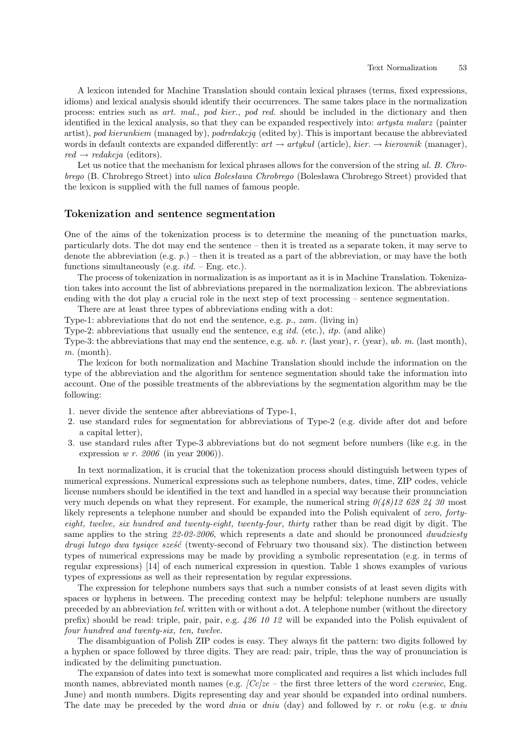A lexicon intended for Machine Translation should contain lexical phrases (terms, fixed expressions, idioms) and lexical analysis should identify their occurrences. The same takes place in the normalization process: entries such as *art. mal.*, *pod kier.*, *pod red.* should be included in the dictionary and then identified in the lexical analysis, so that they can be expanded respectively into: *artysta malarz* (painter artist), *pod kierunkiem* (managed by), *podredakcją* (edited by). This is important because the abbreviated words in default contexts are expanded differently: *art* → *artykuł* (article), *kier.* → *kierownik* (manager), *red* → *redakcja* (editors).

Let us notice that the mechanism for lexical phrases allows for the conversion of the string *ul. B. Chrobrego* (B. Chrobrego Street) into *ulica Bolesława Chrobrego* (Bolesława Chrobrego Street) provided that the lexicon is supplied with the full names of famous people.

## Tokenization and sentence segmentation

One of the aims of the tokenization process is to determine the meaning of the punctuation marks, particularly dots. The dot may end the sentence – then it is treated as a separate token, it may serve to denote the abbreviation (e.g. *p.*) – then it is treated as a part of the abbreviation, or may have the both functions simultaneously (e.g. *itd.* – Eng. etc.).

The process of tokenization in normalization is as important as it is in Machine Translation. Tokenization takes into account the list of abbreviations prepared in the normalization lexicon. The abbreviations ending with the dot play a crucial role in the next step of text processing – sentence segmentation.

There are at least three types of abbreviations ending with a dot:

Type-1: abbreviations that do not end the sentence, e.g. *p.*, *zam.* (living in)

Type-2: abbreviations that usually end the sentence, e.g *itd.* (etc.), *itp.* (and alike)

Type-3: the abbreviations that may end the sentence, e.g. *ub. r.* (last year), *r.* (year), *ub. m.* (last month), *m.* (month).

The lexicon for both normalization and Machine Translation should include the information on the type of the abbreviation and the algorithm for sentence segmentation should take the information into account. One of the possible treatments of the abbreviations by the segmentation algorithm may be the following:

1. never divide the sentence after abbreviations of Type-1,
2. use standard rules for segmentation for abbreviations of Type-2 (e.g. divide after dot and before a capital letter),
3. use standard rules after Type-3 abbreviations but do not segment before numbers (like e.g. in the expression *w r. 2006* (in year 2006)).

In text normalization, it is crucial that the tokenization process should distinguish between types of numerical expressions. Numerical expressions such as telephone numbers, dates, time, ZIP codes, vehicle license numbers should be identified in the text and handled in a special way because their pronunciation very much depends on what they represent. For example, the numerical string *0(48)12 628 24 30* most likely represents a telephone number and should be expanded into the Polish equivalent of *zero, forty-eight, twelve, six hundred and twenty-eight, twenty-four, thirty* rather than be read digit by digit. The same applies to the string *22-02-2006*, which represents a date and should be pronounced *dwudziesty drugi lutego dwa tysiące sześć* (twenty-second of February two thousand six). The distinction between types of numerical expressions may be made by providing a symbolic representation (e.g. in terms of regular expressions) [14] of each numerical expression in question. Table 1 shows examples of various types of expressions as well as their representation by regular expressions.

The expression for telephone numbers says that such a number consists of at least seven digits with spaces or hyphens in between. The preceding context may be helpful: telephone numbers are usually preceded by an abbreviation *tel.* written with or without a dot. A telephone number (without the directory prefix) should be read: triple, pair, pair, e.g. *426 10 12* will be expanded into the Polish equivalent of *four hundred and twenty-six, ten, twelve*.

The disambiguation of Polish ZIP codes is easy. They always fit the pattern: two digits followed by a hyphen or space followed by three digits. They are read: pair, triple, thus the way of pronunciation is indicated by the delimiting punctuation.

The expansion of dates into text is somewhat more complicated and requires a list which includes full month names, abbreviated month names (e.g. *[Cc]ze* – the first three letters of the word *czerwiec*, Eng. June) and month numbers. Digits representing day and year should be expanded into ordinal numbers. The date may be preceded by the word *dnia* or *dniu* (day) and followed by *r.* or *roku* (e.g. *w dniu*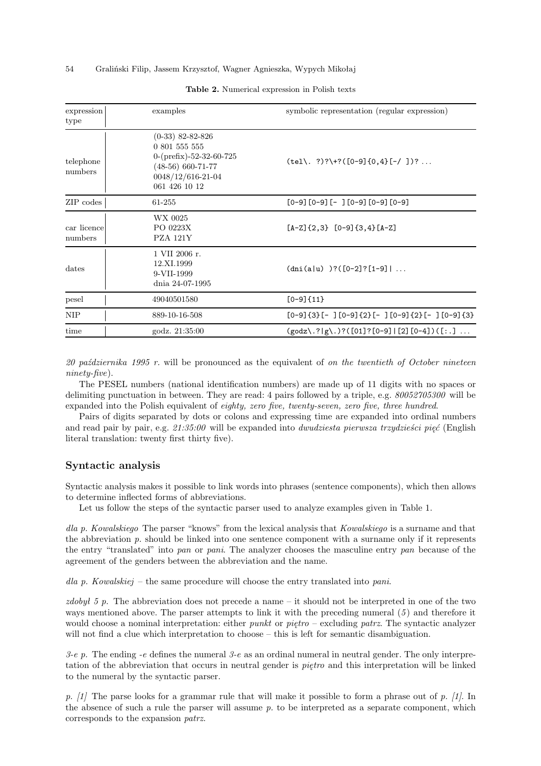**Table 2.** Numerical expression in Polish texts

| expression type | examples | symbolic representation (regular expression) |
|---|---|---|
| telephone numbers | (0-33) 82-82-826<br>0 801 555 555<br>0-(prefix)-52-32-60-725<br>(48-56) 660-71-77<br>0048/12/616-21-04<br>061 426 10 12 | `(tel\. ?)?\+?([0-9]{0,4}[-/ ])? ...` |
| ZIP codes | 61-255 | `[0-9][0-9][- ][0-9][0-9][0-9]` |
| car licence numbers | WX 0025<br>PO 0223X<br>PZA 121Y | `[A-Z]{2,3} [0-9]{3,4}[A-Z]` |
| dates | 1 VII 2006 r.<br>12.XI.1999<br>9-VII-1999<br>dnia 24-07-1995 | `(dni(a\|u) )?([0-2]?[1-9]\| ...` |
| pesel | 49040501580 | `[0-9]{11}` |
| NIP | 889-10-16-508 | `[0-9]{3}[- ][0-9]{2}[- ][0-9]{2}[- ][0-9]{3}` |
| time | godz. 21:35:00 | `(godz\.?\|g\.)?([01]?[0-9]\|[2][0-4])([:.] ...` |

*20 października 1995 r.* will be pronounced as the equivalent of *on the twentieth of October nineteen ninety-five*).

The PESEL numbers (national identification numbers) are made up of 11 digits with no spaces or delimiting punctuation in between. They are read: 4 pairs followed by a triple, e.g. *80052705300* will be expanded into the Polish equivalent of *eighty, zero five, twenty-seven, zero five, three hundred*.

Pairs of digits separated by dots or colons and expressing time are expanded into ordinal numbers and read pair by pair, e.g. *21:35:00* will be expanded into *dwudziesta pierwsza trzydzieści pięć* (English literal translation: twenty first thirty five).

## Syntactic analysis

Syntactic analysis makes it possible to link words into phrases (sentence components), which then allows to determine inflected forms of abbreviations.

Let us follow the steps of the syntactic parser used to analyze examples given in Table 1.

*dla p. Kowalskiego* The parser "knows" from the lexical analysis that *Kowalskiego* is a surname and that the abbreviation *p.* should be linked into one sentence component with a surname only if it represents the entry "translated" into *pan* or *pani*. The analyzer chooses the masculine entry *pan* because of the agreement of the genders between the abbreviation and the name.

*dla p. Kowalskiej* – the same procedure will choose the entry translated into *pani*.

*zdobył 5 p.* The abbreviation does not precede a name – it should not be interpreted in one of the two ways mentioned above. The parser attempts to link it with the preceding numeral (*5*) and therefore it would choose a nominal interpretation: either *punkt* or *piętro* – excluding *patrz*. The syntactic analyzer will not find a clue which interpretation to choose – this is left for semantic disambiguation.

*3-e p.* The ending *-e* defines the numeral *3-e* as an ordinal numeral in neutral gender. The only interpretation of the abbreviation that occurs in neutral gender is *piętro* and this interpretation will be linked to the numeral by the syntactic parser.

*p. [1]* The parse looks for a grammar rule that will make it possible to form a phrase out of *p. [1]*. In the absence of such a rule the parser will assume *p.* to be interpreted as a separate component, which corresponds to the expansion *patrz*.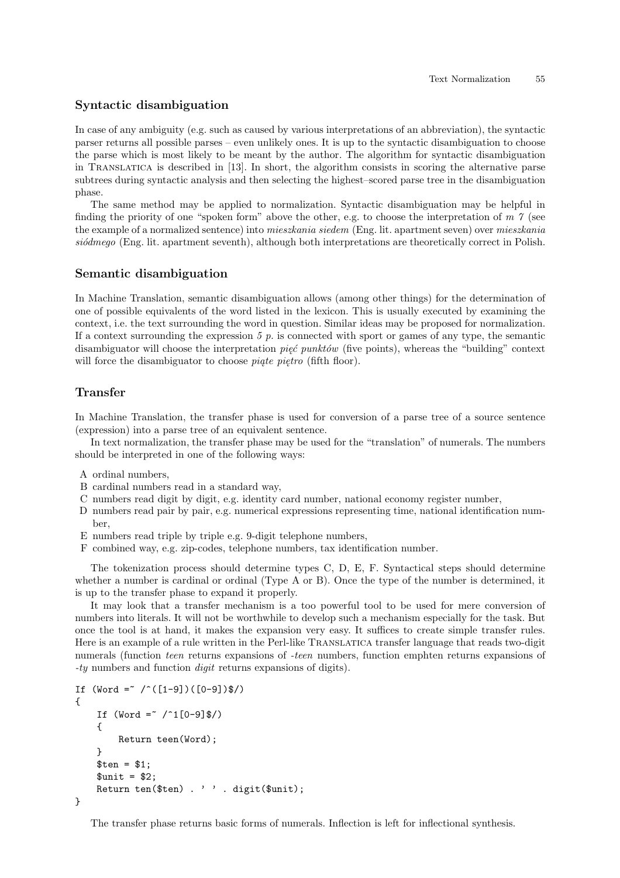## Syntactic disambiguation

In case of any ambiguity (e.g. such as caused by various interpretations of an abbreviation), the syntactic parser returns all possible parses – even unlikely ones. It is up to the syntactic disambiguation to choose the parse which is most likely to be meant by the author. The algorithm for syntactic disambiguation in Translatica is described in [13]. In short, the algorithm consists in scoring the alternative parse subtrees during syntactic analysis and then selecting the highest–scored parse tree in the disambiguation phase.

The same method may be applied to normalization. Syntactic disambiguation may be helpful in finding the priority of one "spoken form" above the other, e.g. to choose the interpretation of *m 7* (see the example of a normalized sentence) into *mieszkania siedem* (Eng. lit. apartment seven) over *mieszkania siódmego* (Eng. lit. apartment seventh), although both interpretations are theoretically correct in Polish.

## Semantic disambiguation

In Machine Translation, semantic disambiguation allows (among other things) for the determination of one of possible equivalents of the word listed in the lexicon. This is usually executed by examining the context, i.e. the text surrounding the word in question. Similar ideas may be proposed for normalization. If a context surrounding the expression *5 p.* is connected with sport or games of any type, the semantic disambiguator will choose the interpretation *pięć punktów* (five points), whereas the "building" context will force the disambiguator to choose *piąte piętro* (fifth floor).

## Transfer

In Machine Translation, the transfer phase is used for conversion of a parse tree of a source sentence (expression) into a parse tree of an equivalent sentence.

In text normalization, the transfer phase may be used for the "translation" of numerals. The numbers should be interpreted in one of the following ways:

- A ordinal numbers,
- B cardinal numbers read in a standard way,
- C numbers read digit by digit, e.g. identity card number, national economy register number,
- D numbers read pair by pair, e.g. numerical expressions representing time, national identification number,
- E numbers read triple by triple e.g. 9-digit telephone numbers,
- F combined way, e.g. zip-codes, telephone numbers, tax identification number.

The tokenization process should determine types C, D, E, F. Syntactical steps should determine whether a number is cardinal or ordinal (Type A or B). Once the type of the number is determined, it is up to the transfer phase to expand it properly.

It may look that a transfer mechanism is a too powerful tool to be used for mere conversion of numbers into literals. It will not be worthwhile to develop such a mechanism especially for the task. But once the tool is at hand, it makes the expansion very easy. It suffices to create simple transfer rules. Here is an example of a rule written in the Perl-like Translatica transfer language that reads two-digit numerals (function *teen* returns expansions of *-teen* numbers, function emphten returns expansions of *-ty* numbers and function *digit* returns expansions of digits).

```
If (Word =~ /^([1-9])([0-9])$/)
{
    If (Word =~ /^1[0-9]$/)
    {
        Return teen(Word);
    }
    $ten = $1;
    $unit = $2;
    Return ten($ten) . ' ' . digit($unit);
}
```

The transfer phase returns basic forms of numerals. Inflection is left for inflectional synthesis.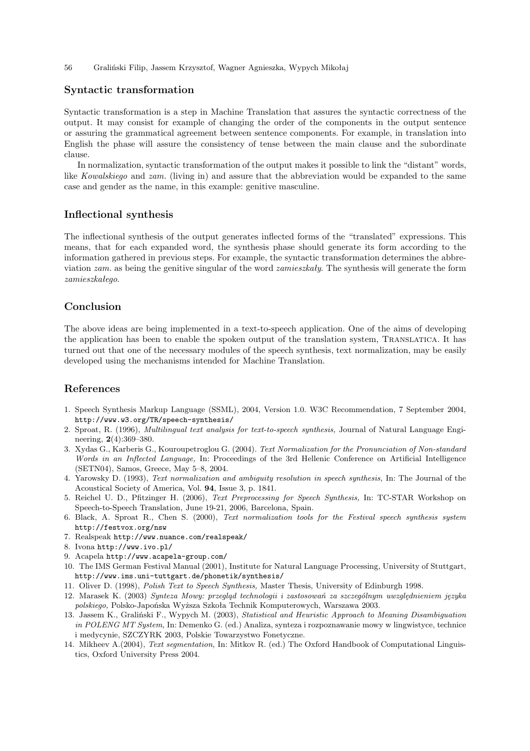## Syntactic transformation

Syntactic transformation is a step in Machine Translation that assures the syntactic correctness of the output. It may consist for example of changing the order of the components in the output sentence or assuring the grammatical agreement between sentence components. For example, in translation into English the phase will assure the consistency of tense between the main clause and the subordinate clause.

In normalization, syntactic transformation of the output makes it possible to link the "distant" words, like *Kowalskiego* and *zam.* (living in) and assure that the abbreviation would be expanded to the same case and gender as the name, in this example: genitive masculine.

## Inflectional synthesis

The inflectional synthesis of the output generates inflected forms of the "translated" expressions. This means, that for each expanded word, the synthesis phase should generate its form according to the information gathered in previous steps. For example, the syntactic transformation determines the abbreviation *zam.* as being the genitive singular of the word *zamieszkały*. The synthesis will generate the form *zamieszkałego*.

## Conclusion

The above ideas are being implemented in a text-to-speech application. One of the aims of developing the application has been to enable the spoken output of the translation system, Translatica. It has turned out that one of the necessary modules of the speech synthesis, text normalization, may be easily developed using the mechanisms intended for Machine Translation.

## References

1. Speech Synthesis Markup Language (SSML), 2004, Version 1.0. W3C Recommendation, 7 September 2004, http://www.w3.org/TR/speech-synthesis/
2. Sproat, R. (1996), *Multilingual text analysis for text-to-speech synthesis,* Journal of Natural Language Engineering, **2**(4):369–380.
3. Xydas G., Karberis G., Kouroupetroglou G. (2004). *Text Normalization for the Pronunciation of Non-standard Words in an Inflected Language,* In: Proceedings of the 3rd Hellenic Conference on Artificial Intelligence (SETN04), Samos, Greece, May 5–8, 2004.
4. Yarowsky D. (1993), *Text normalization and ambiguity resolution in speech synthesis,* In: The Journal of the Acoustical Society of America, Vol. **94**, Issue 3, p. 1841.
5. Reichel U. D., Pfitzinger H. (2006), *Text Preprocessing for Speech Synthesis,* In: TC-STAR Workshop on Speech-to-Speech Translation, June 19-21, 2006, Barcelona, Spain.
6. Black, A. Sproat R., Chen S. (2000), *Text normalization tools for the Festival speech synthesis system* http://festvox.org/nsw
7. Realspeak http://www.nuance.com/realspeak/
8. Ivona http://www.ivo.pl/
9. Acapela http://www.acapela-group.com/
10. The IMS German Festival Manual (2001), Institute for Natural Language Processing, University of Stuttgart, http://www.ims.uni-tuttgart.de/phonetik/synthesis/
11. Oliver D. (1998), *Polish Text to Speech Synthesis,* Master Thesis, University of Edinburgh 1998.
12. Marasek K. (2003) *Synteza Mowy: przegląd technologii i zastosowań za szczególnym uwzględnieniem języka polskiego,* Polsko-Japońska Wyższa Szkoła Technik Komputerowych, Warszawa 2003.
13. Jassem K., Graliński F., Wypych M. (2003), *Statistical and Heuristic Approach to Meaning Disambiguation in POLENG MT System,* In: Demenko G. (ed.) Analiza, synteza i rozpoznawanie mowy w lingwistyce, technice i medycynie, SZCZYRK 2003, Polskie Towarzystwo Fonetyczne.
14. Mikheev A.(2004), *Text segmentation,* In: Mitkov R. (ed.) The Oxford Handbook of Computational Linguistics, Oxford University Press 2004.